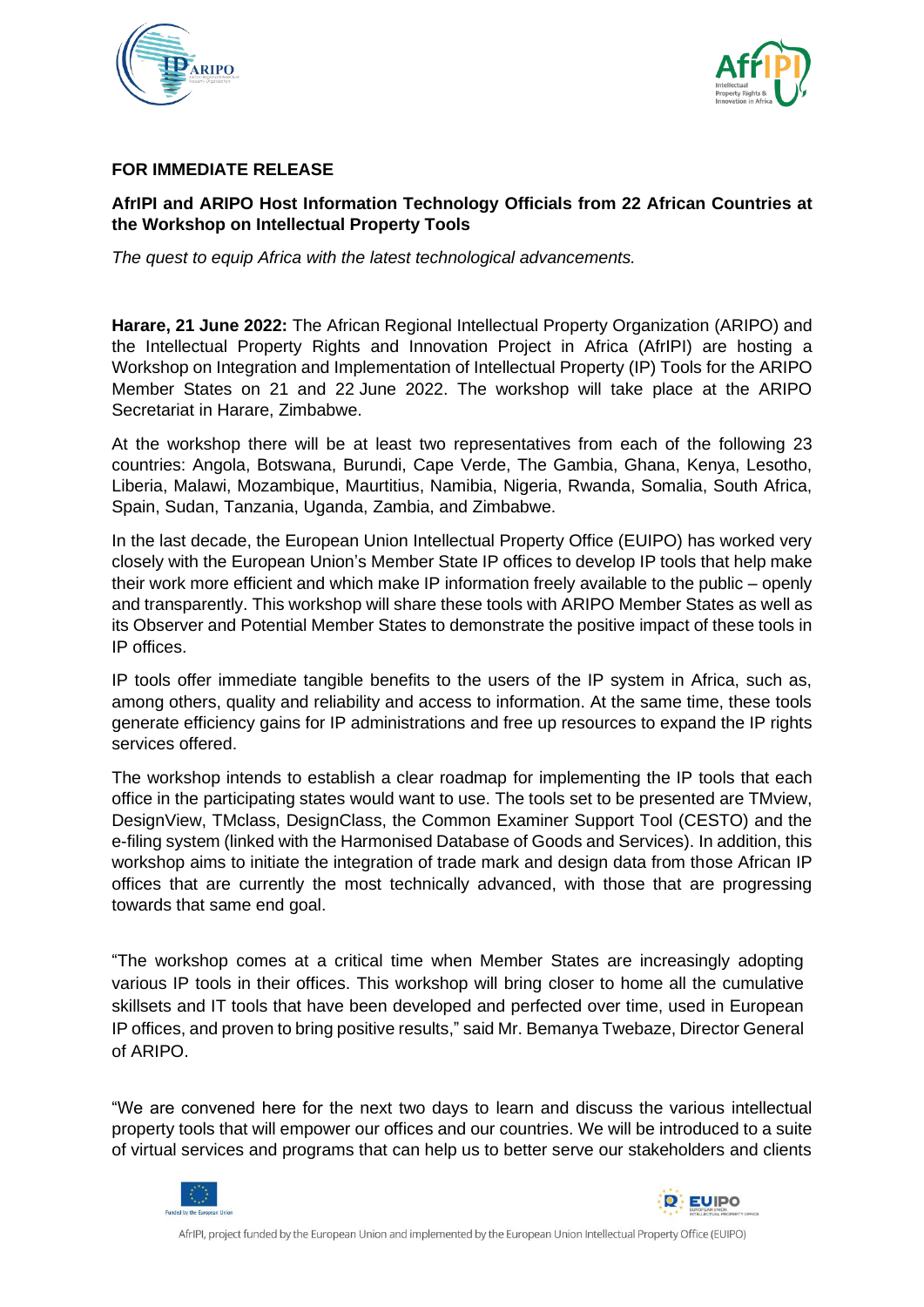**FOR IMMEDIATE RELEASE**

**AfrIPI and ARIPO Host Information Technology Officials from 22 African Countries at the Workshop on Intellectual Property Tools**

*The quest to equip Africa with the latest technological advancements.*

**Harare, 21 June 2022:** The African Regional Intellectual Property Organization (ARIPO) and the Intellectual Property Rights and Innovation Project in Africa (AfrIPI) are hosting a Workshop on Integration and Implementation of Intellectual Property (IP) Tools for the ARIPO Member States on 21 and 22 June 2022. The workshop will take place at the ARIPO Secretariat in Harare, Zimbabwe.

At the workshop there will be at least two representatives from each of the following 23 countries: Angola, Botswana, Burundi, Cape Verde, The Gambia, Ghana, Kenya, Lesotho, Liberia, Malawi, Mozambique, Maurtitius, Namibia, Nigeria, Rwanda, Somalia, South Africa, Spain, Sudan, Tanzania, Uganda, Zambia, and Zimbabwe.

In the last decade, the European Union Intellectual Property Office (EUIPO) has worked very closely with the European Union's Member State IP offices to develop IP tools that help make their work more efficient and which make IP information freely available to the public – openly and transparently. This workshop will share these tools with ARIPO Member States as well as its Observer and Potential Member States to demonstrate the positive impact of these tools in IP offices.

IP tools offer immediate tangible benefits to the users of the IP system in Africa, such as, among others, quality and reliability and access to information. At the same time, these tools generate efficiency gains for IP administrations and free up resources to expand the IP rights services offered.

The workshop intends to establish a clear roadmap for implementing the IP tools that each office in the participating states would want to use. The tools set to be presented are TMview, DesignView, TMclass, DesignClass, the Common Examiner Support Tool (CESTO) and the e-filing system (linked with the Harmonised Database of Goods and Services). In addition, this workshop aims to initiate the integration of trade mark and design data from those African IP offices that are currently the most technically advanced, with those that are progressing towards that same end goal.

"The workshop comes at a critical time when Member States are increasingly adopting various IP tools in their offices. This workshop will bring closer to home all the cumulative skillsets and IT tools that have been developed and perfected over time, used in European IP offices, and proven to bring positive results," said Mr. Bemanya Twebaze, Director General of ARIPO.

"We are convened here for the next two days to learn and discuss the various intellectual property tools that will empower our offices and our countries. We will be introduced to a suite of virtual services and programs that can help us to better serve our stakeholders and clients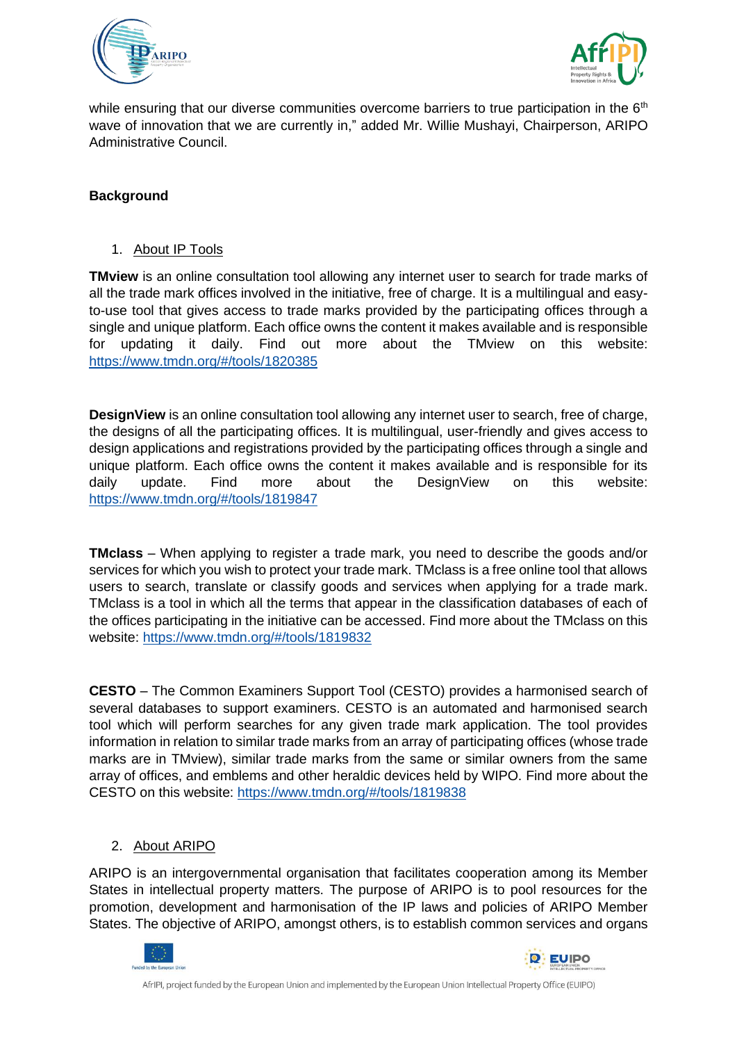while ensuring that our diverse communities overcome barriers to true participation in the 6th wave of innovation that we are currently in," added Mr. Willie Mushayi, Chairperson, ARIPO Administrative Council.

**Background**

1. <u>About IP Tools</u>

**TMview** is an online consultation tool allowing any internet user to search for trade marks of all the trade mark offices involved in the initiative, free of charge. It is a multilingual and easy-to-use tool that gives access to trade marks provided by the participating offices through a single and unique platform. Each office owns the content it makes available and is responsible for updating it daily. Find out more about the TMview on this website: https://www.tmdn.org/#/tools/1820385

**DesignView** is an online consultation tool allowing any internet user to search, free of charge, the designs of all the participating offices. It is multilingual, user-friendly and gives access to design applications and registrations provided by the participating offices through a single and unique platform. Each office owns the content it makes available and is responsible for its daily update. Find more about the DesignView on this website: https://www.tmdn.org/#/tools/1819847

**TMclass** – When applying to register a trade mark, you need to describe the goods and/or services for which you wish to protect your trade mark. TMclass is a free online tool that allows users to search, translate or classify goods and services when applying for a trade mark. TMclass is a tool in which all the terms that appear in the classification databases of each of the offices participating in the initiative can be accessed. Find more about the TMclass on this website: https://www.tmdn.org/#/tools/1819832

**CESTO** – The Common Examiners Support Tool (CESTO) provides a harmonised search of several databases to support examiners. CESTO is an automated and harmonised search tool which will perform searches for any given trade mark application. The tool provides information in relation to similar trade marks from an array of participating offices (whose trade marks are in TMview), similar trade marks from the same or similar owners from the same array of offices, and emblems and other heraldic devices held by WIPO. Find more about the CESTO on this website: https://www.tmdn.org/#/tools/1819838

2. <u>About ARIPO</u>

ARIPO is an intergovernmental organisation that facilitates cooperation among its Member States in intellectual property matters. The purpose of ARIPO is to pool resources for the promotion, development and harmonisation of the IP laws and policies of ARIPO Member States. The objective of ARIPO, amongst others, is to establish common services and organs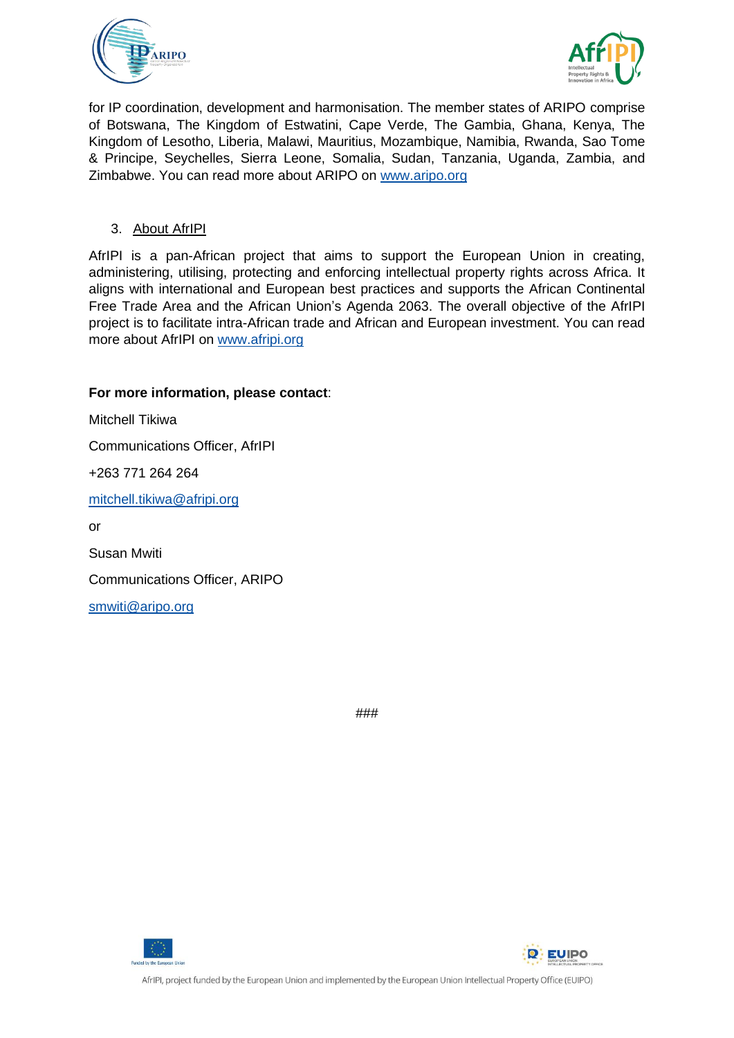for IP coordination, development and harmonisation. The member states of ARIPO comprise of Botswana, The Kingdom of Estwatini, Cape Verde, The Gambia, Ghana, Kenya, The Kingdom of Lesotho, Liberia, Malawi, Mauritius, Mozambique, Namibia, Rwanda, Sao Tome & Principe, Seychelles, Sierra Leone, Somalia, Sudan, Tanzania, Uganda, Zambia, and Zimbabwe. You can read more about ARIPO on [www.aripo.org](http://www.aripo.org)

3. About AfrIPI

AfrIPI is a pan-African project that aims to support the European Union in creating, administering, utilising, protecting and enforcing intellectual property rights across Africa. It aligns with international and European best practices and supports the African Continental Free Trade Area and the African Union's Agenda 2063. The overall objective of the AfrIPI project is to facilitate intra-African trade and African and European investment. You can read more about AfrIPI on [www.afripi.org](http://www.afripi.org)

**For more information, please contact**:

Mitchell Tikiwa

Communications Officer, AfrIPI

+263 771 264 264

[mitchell.tikiwa@afripi.org](mailto:mitchell.tikiwa@afripi.org)

or

Susan Mwiti

Communications Officer, ARIPO

[smwiti@aripo.org](mailto:smwiti@aripo.org)

###

AfrIPI, project funded by the European Union and implemented by the European Union Intellectual Property Office (EUIPO)